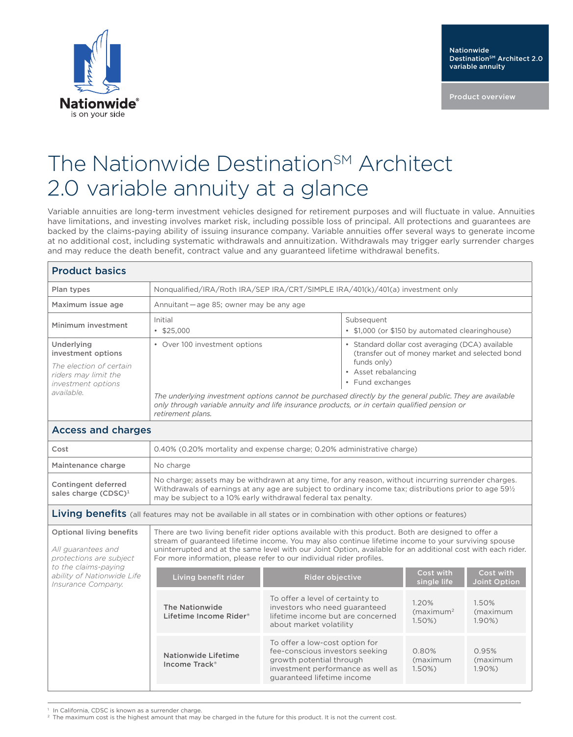Nationwide Destination℠ Architect 2.0 variable annuity

Product overview

# The Nationwide Destination℠ Architect 2.0 variable annuity at a glance

Variable annuities are long-term investment vehicles designed for retirement purposes and will fluctuate in value. Annuities have limitations, and investing involves market risk, including possible loss of principal. All protections and guarantees are backed by the claims-paying ability of issuing insurance company. Variable annuities offer several ways to generate income at no additional cost, including systematic withdrawals and annuitization. Withdrawals may trigger early surrender charges and may reduce the death benefit, contract value and any guaranteed lifetime withdrawal benefits.

## Product basics

| | | |
|---|---|---|
| **Plan types** | Nonqualified/IRA/Roth IRA/SEP IRA/CRT/SIMPLE IRA/401(k)/401(a) investment only | |
| **Maximum issue age** | Annuitant — age 85; owner may be any age | |
| **Minimum investment** | Initial<br>• $25,000 | Subsequent<br>• $1,000 (or $150 by automated clearinghouse) |
| **Underlying investment options**<br>*The election of certain riders may limit the investment options available.* | • Over 100 investment options<br>*The underlying investment options cannot be purchased directly by the general public. They are available only through variable annuity and life insurance products, or in certain qualified pension or retirement plans.* | • Standard dollar cost averaging (DCA) available (transfer out of money market and selected bond funds only)<br>• Asset rebalancing<br>• Fund exchanges |

## Access and charges

| | |
|---|---|
| **Cost** | 0.40% (0.20% mortality and expense charge; 0.20% administrative charge) |
| **Maintenance charge** | No charge |
| **Contingent deferred sales charge (CDSC)**[1] | No charge; assets may be withdrawn at any time, for any reason, without incurring surrender charges. Withdrawals of earnings at any age are subject to ordinary income tax; distributions prior to age 59½ may be subject to a 10% early withdrawal federal tax penalty. |

## Living benefits (all features may not be available in all states or in combination with other options or features)

**Optional living benefits**

*All guarantees and protections are subject to the claims-paying ability of Nationwide Life Insurance Company.*

There are two living benefit rider options available with this product. Both are designed to offer a stream of guaranteed lifetime income. You may also continue lifetime income to your surviving spouse uninterrupted and at the same level with our Joint Option, available for an additional cost with each rider. For more information, please refer to our individual rider profiles.

| Living benefit rider | Rider objective | Cost with single life | Cost with Joint Option |
|---|---|---|---|
| **The Nationwide Lifetime Income Rider®** | To offer a level of certainty to investors who need guaranteed lifetime income but are concerned about market volatility | 1.20% (maximum[2] 1.50%) | 1.50% (maximum 1.90%) |
| **Nationwide Lifetime Income Track®** | To offer a low-cost option for fee-conscious investors seeking growth potential through investment performance as well as guaranteed lifetime income | 0.80% (maximum 1.50%) | 0.95% (maximum 1.90%) |

[1] In California, CDSC is known as a surrender charge.
[2] The maximum cost is the highest amount that may be charged in the future for this product. It is not the current cost.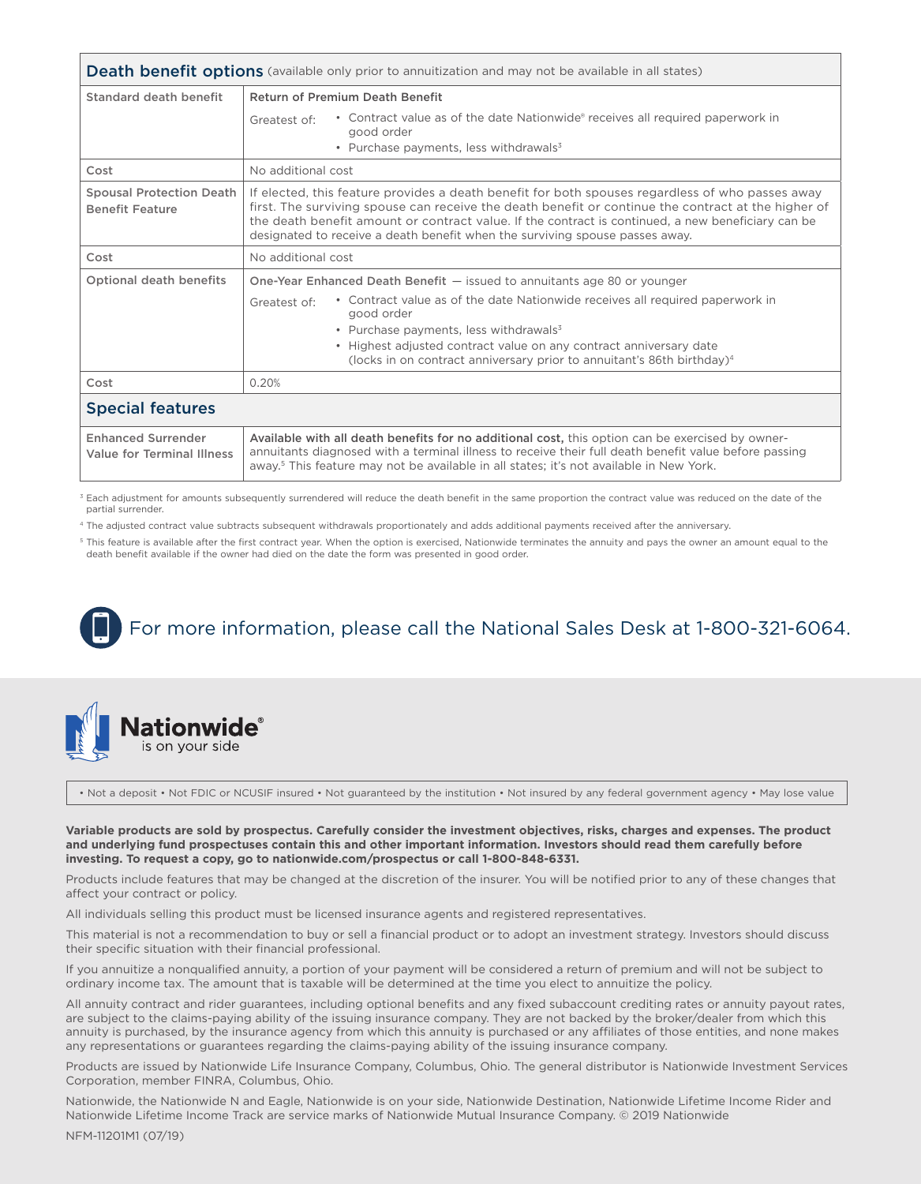| **Death benefit options** (available only prior to annuitization and may not be available in all states) | |
|---|---|
| Standard death benefit | **Return of Premium Death Benefit**<br>Greatest of: • Contract value as of the date Nationwide® receives all required paperwork in good order • Purchase payments, less withdrawals[3] |
| Cost | No additional cost |
| Spousal Protection Death Benefit Feature | If elected, this feature provides a death benefit for both spouses regardless of who passes away first. The surviving spouse can receive the death benefit or continue the contract at the higher of the death benefit amount or contract value. If the contract is continued, a new beneficiary can be designated to receive a death benefit when the surviving spouse passes away. |
| Cost | No additional cost |
| Optional death benefits | **One-Year Enhanced Death Benefit** — issued to annuitants age 80 or younger<br>Greatest of: • Contract value as of the date Nationwide receives all required paperwork in good order • Purchase payments, less withdrawals[3] • Highest adjusted contract value on any contract anniversary date (locks in on contract anniversary prior to annuitant's 86th birthday)[4] |
| Cost | 0.20% |
| **Special features** | |
| Enhanced Surrender Value for Terminal Illness | **Available with all death benefits for no additional cost,** this option can be exercised by owner-annuitants diagnosed with a terminal illness to receive their full death benefit value before passing away.[5] This feature may not be available in all states; it's not available in New York. |

[3] Each adjustment for amounts subsequently surrendered will reduce the death benefit in the same proportion the contract value was reduced on the date of the partial surrender.

[4] The adjusted contract value subtracts subsequent withdrawals proportionately and adds additional payments received after the anniversary.

[5] This feature is available after the first contract year. When the option is exercised, Nationwide terminates the annuity and pays the owner an amount equal to the death benefit available if the owner had died on the date the form was presented in good order.

For more information, please call the National Sales Desk at 1-800-321-6064.

Nationwide® is on your side

• Not a deposit • Not FDIC or NCUSIF insured • Not guaranteed by the institution • Not insured by any federal government agency • May lose value

**Variable products are sold by prospectus. Carefully consider the investment objectives, risks, charges and expenses. The product and underlying fund prospectuses contain this and other important information. Investors should read them carefully before investing. To request a copy, go to nationwide.com/prospectus or call 1-800-848-6331.**

Products include features that may be changed at the discretion of the insurer. You will be notified prior to any of these changes that affect your contract or policy.

All individuals selling this product must be licensed insurance agents and registered representatives.

This material is not a recommendation to buy or sell a financial product or to adopt an investment strategy. Investors should discuss their specific situation with their financial professional.

If you annuitize a nonqualified annuity, a portion of your payment will be considered a return of premium and will not be subject to ordinary income tax. The amount that is taxable will be determined at the time you elect to annuitize the policy.

All annuity contract and rider guarantees, including optional benefits and any fixed subaccount crediting rates or annuity payout rates, are subject to the claims-paying ability of the issuing insurance company. They are not backed by the broker/dealer from which this annuity is purchased, by the insurance agency from which this annuity is purchased or any affiliates of those entities, and none makes any representations or guarantees regarding the claims-paying ability of the issuing insurance company.

Products are issued by Nationwide Life Insurance Company, Columbus, Ohio. The general distributor is Nationwide Investment Services Corporation, member FINRA, Columbus, Ohio.

Nationwide, the Nationwide N and Eagle, Nationwide is on your side, Nationwide Destination, Nationwide Lifetime Income Rider and Nationwide Lifetime Income Track are service marks of Nationwide Mutual Insurance Company. © 2019 Nationwide

NFM-11201M1 (07/19)